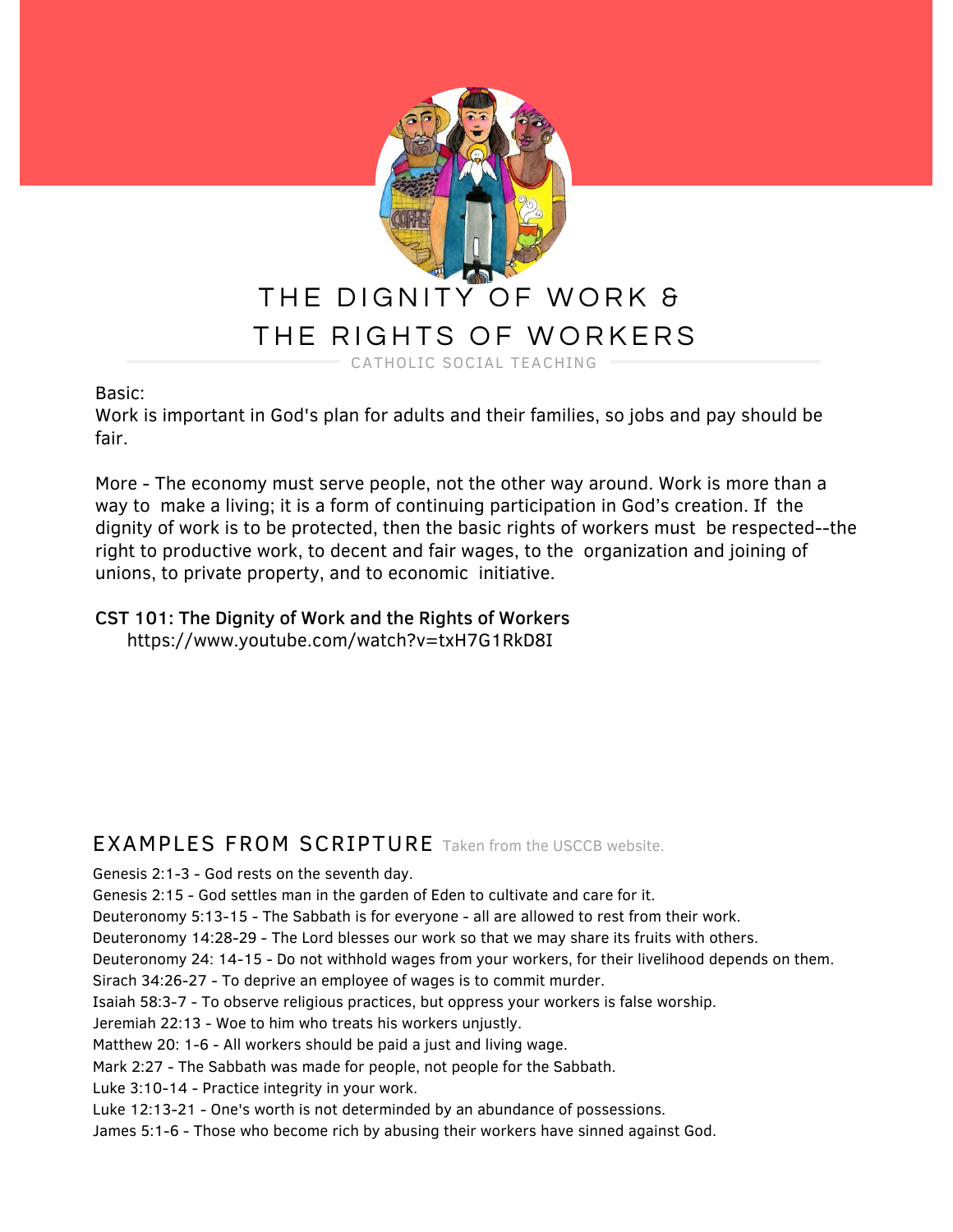# THE DIGNITY OF WORK & THE RIGHTS OF WORKERS

CATHOLIC SOCIAL TEACHING

Basic:
Work is important in God's plan for adults and their families, so jobs and pay should be fair.

More - The economy must serve people, not the other way around. Work is more than a way to make a living; it is a form of continuing participation in God's creation. If the dignity of work is to be protected, then the basic rights of workers must be respected--the right to productive work, to decent and fair wages, to the organization and joining of unions, to private property, and to economic initiative.

**CST 101: The Dignity of Work and the Rights of Workers**
https://www.youtube.com/watch?v=txH7G1RkD8I

## EXAMPLES FROM SCRIPTURE

Taken from the USCCB website.

Genesis 2:1-3 - God rests on the seventh day.
Genesis 2:15 - God settles man in the garden of Eden to cultivate and care for it.
Deuteronomy 5:13-15 - The Sabbath is for everyone - all are allowed to rest from their work.
Deuteronomy 14:28-29 - The Lord blesses our work so that we may share its fruits with others.
Deuteronomy 24: 14-15 - Do not withhold wages from your workers, for their livelihood depends on them.
Sirach 34:26-27 - To deprive an employee of wages is to commit murder.
Isaiah 58:3-7 - To observe religious practices, but oppress your workers is false worship.
Jeremiah 22:13 - Woe to him who treats his workers unjustly.
Matthew 20: 1-6 - All workers should be paid a just and living wage.
Mark 2:27 - The Sabbath was made for people, not people for the Sabbath.
Luke 3:10-14 - Practice integrity in your work.
Luke 12:13-21 - One's worth is not determinded by an abundance of possessions.
James 5:1-6 - Those who become rich by abusing their workers have sinned against God.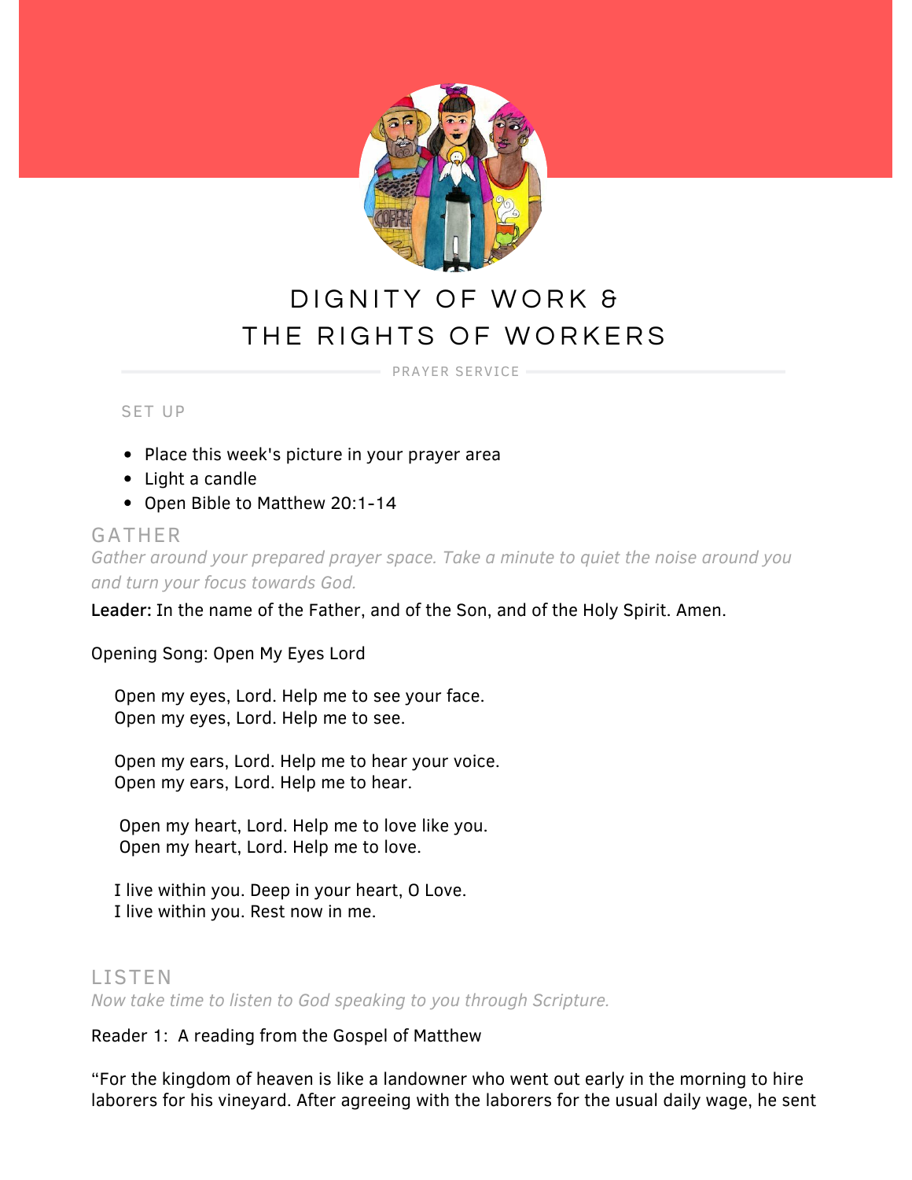# DIGNITY OF WORK & THE RIGHTS OF WORKERS

PRAYER SERVICE

SET UP

- Place this week's picture in your prayer area
- Light a candle
- Open Bible to Matthew 20:1-14

## GATHER

*Gather around your prepared prayer space. Take a minute to quiet the noise around you and turn your focus towards God.*

**Leader:** In the name of the Father, and of the Son, and of the Holy Spirit. Amen.

Opening Song: Open My Eyes Lord

Open my eyes, Lord. Help me to see your face.
Open my eyes, Lord. Help me to see.

Open my ears, Lord. Help me to hear your voice.
Open my ears, Lord. Help me to hear.

Open my heart, Lord. Help me to love like you.
Open my heart, Lord. Help me to love.

I live within you. Deep in your heart, O Love.
I live within you. Rest now in me.

## LISTEN

*Now take time to listen to God speaking to you through Scripture.*

Reader 1: A reading from the Gospel of Matthew

"For the kingdom of heaven is like a landowner who went out early in the morning to hire laborers for his vineyard. After agreeing with the laborers for the usual daily wage, he sent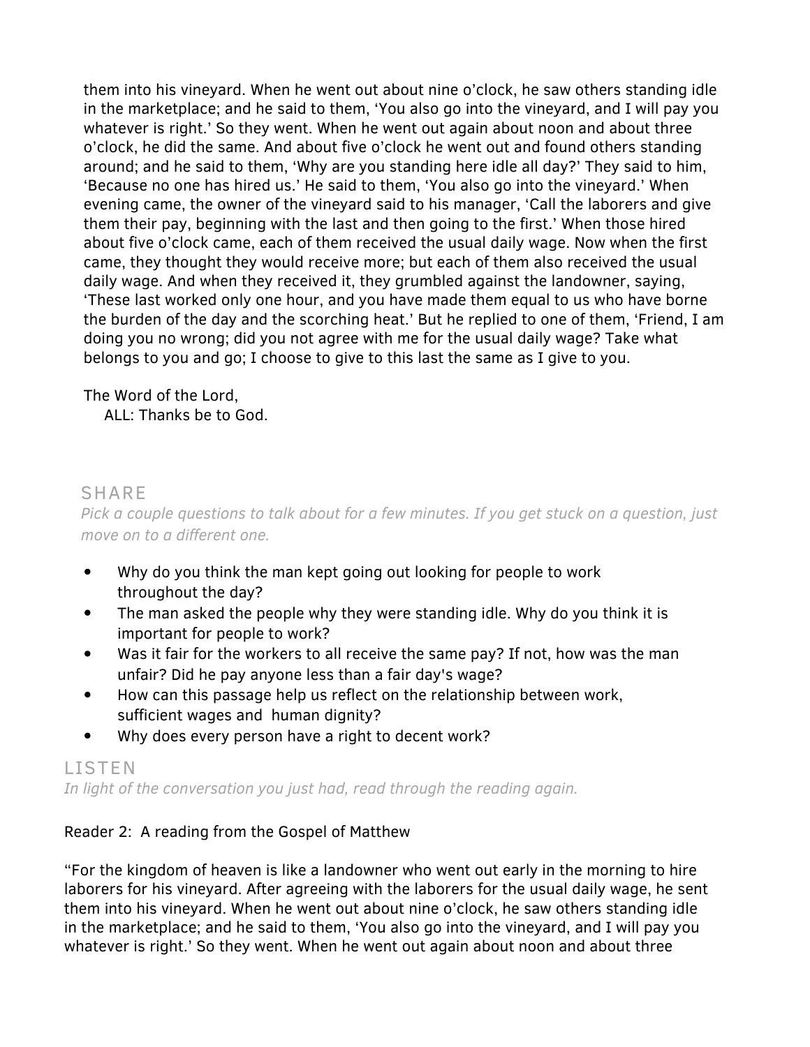them into his vineyard. When he went out about nine o'clock, he saw others standing idle in the marketplace; and he said to them, 'You also go into the vineyard, and I will pay you whatever is right.' So they went. When he went out again about noon and about three o'clock, he did the same. And about five o'clock he went out and found others standing around; and he said to them, 'Why are you standing here idle all day?' They said to him, 'Because no one has hired us.' He said to them, 'You also go into the vineyard.' When evening came, the owner of the vineyard said to his manager, 'Call the laborers and give them their pay, beginning with the last and then going to the first.' When those hired about five o'clock came, each of them received the usual daily wage. Now when the first came, they thought they would receive more; but each of them also received the usual daily wage. And when they received it, they grumbled against the landowner, saying, 'These last worked only one hour, and you have made them equal to us who have borne the burden of the day and the scorching heat.' But he replied to one of them, 'Friend, I am doing you no wrong; did you not agree with me for the usual daily wage? Take what belongs to you and go; I choose to give to this last the same as I give to you.

The Word of the Lord,
ALL: Thanks be to God.

## SHARE

*Pick a couple questions to talk about for a few minutes. If you get stuck on a question, just move on to a different one.*

- Why do you think the man kept going out looking for people to work throughout the day?
- The man asked the people why they were standing idle. Why do you think it is important for people to work?
- Was it fair for the workers to all receive the same pay? If not, how was the man unfair? Did he pay anyone less than a fair day's wage?
- How can this passage help us reflect on the relationship between work, sufficient wages and human dignity?
- Why does every person have a right to decent work?

## LISTEN

*In light of the conversation you just had, read through the reading again.*

Reader 2: A reading from the Gospel of Matthew

"For the kingdom of heaven is like a landowner who went out early in the morning to hire laborers for his vineyard. After agreeing with the laborers for the usual daily wage, he sent them into his vineyard. When he went out about nine o'clock, he saw others standing idle in the marketplace; and he said to them, 'You also go into the vineyard, and I will pay you whatever is right.' So they went. When he went out again about noon and about three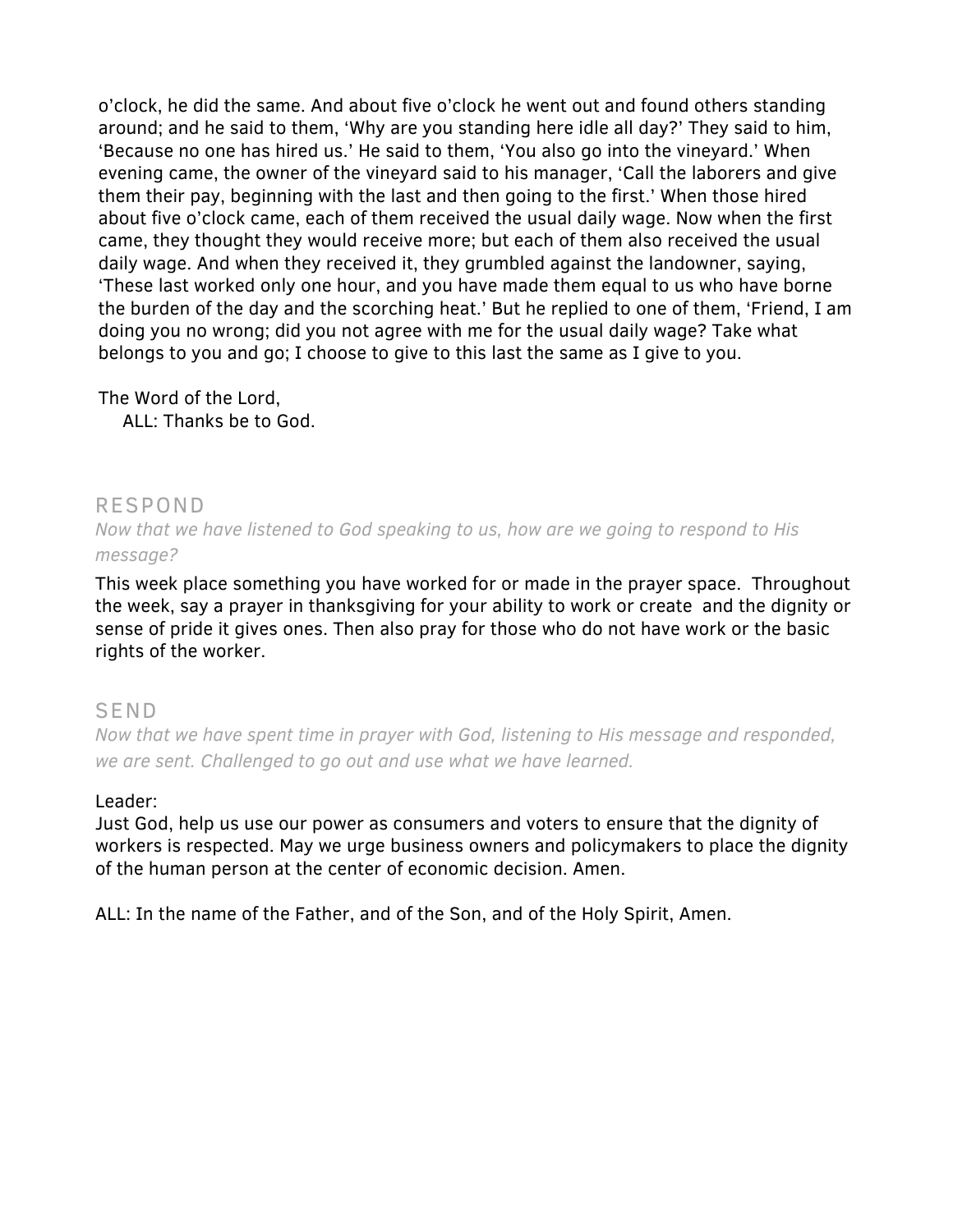o'clock, he did the same. And about five o'clock he went out and found others standing around; and he said to them, 'Why are you standing here idle all day?' They said to him, 'Because no one has hired us.' He said to them, 'You also go into the vineyard.' When evening came, the owner of the vineyard said to his manager, 'Call the laborers and give them their pay, beginning with the last and then going to the first.' When those hired about five o'clock came, each of them received the usual daily wage. Now when the first came, they thought they would receive more; but each of them also received the usual daily wage. And when they received it, they grumbled against the landowner, saying, 'These last worked only one hour, and you have made them equal to us who have borne the burden of the day and the scorching heat.' But he replied to one of them, 'Friend, I am doing you no wrong; did you not agree with me for the usual daily wage? Take what belongs to you and go; I choose to give to this last the same as I give to you.

The Word of the Lord,
ALL: Thanks be to God.

## RESPOND

*Now that we have listened to God speaking to us, how are we going to respond to His message?*

This week place something you have worked for or made in the prayer space. Throughout the week, say a prayer in thanksgiving for your ability to work or create and the dignity or sense of pride it gives ones. Then also pray for those who do not have work or the basic rights of the worker.

## SEND

*Now that we have spent time in prayer with God, listening to His message and responded, we are sent. Challenged to go out and use what we have learned.*

Leader:
Just God, help us use our power as consumers and voters to ensure that the dignity of workers is respected. May we urge business owners and policymakers to place the dignity of the human person at the center of economic decision. Amen.

ALL: In the name of the Father, and of the Son, and of the Holy Spirit, Amen.